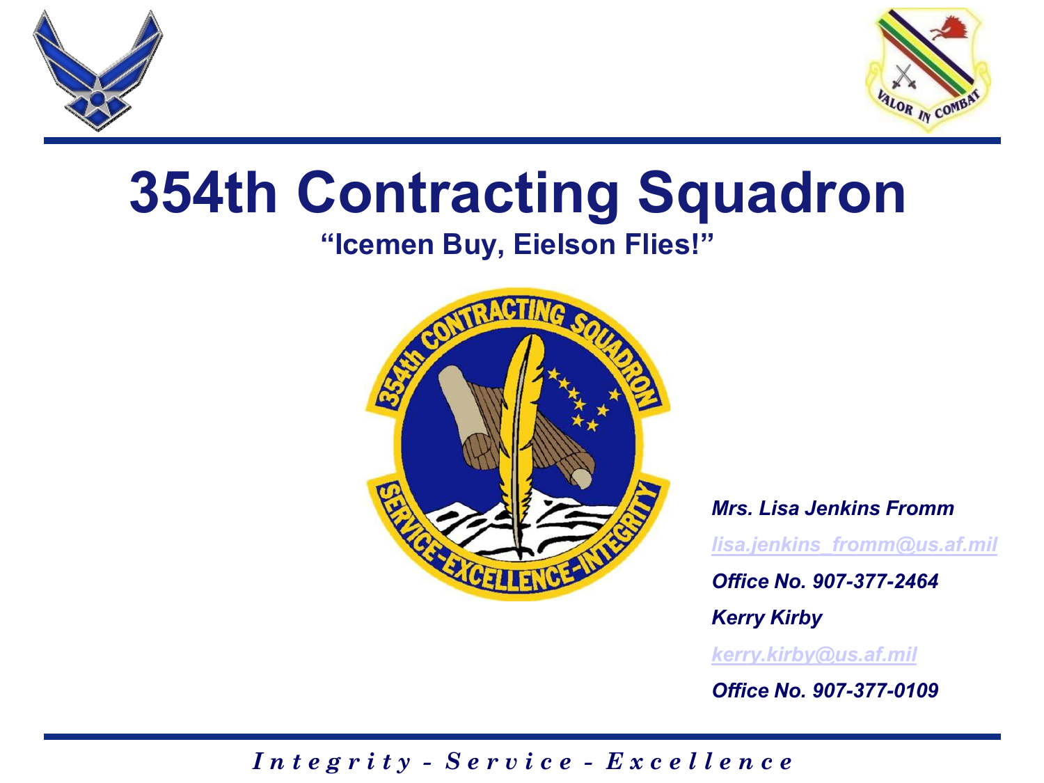# 354th Contracting Squadron

**"Icemen Buy, Eielson Flies!"**

***Mrs. Lisa Jenkins Fromm***

*lisa.jenkins_fromm@us.af.mil*

***Office No. 907-377-2464***

***Kerry Kirby***

*kerry.kirby@us.af.mil*

***Office No. 907-377-0109***

***Integrity - Service - Excellence***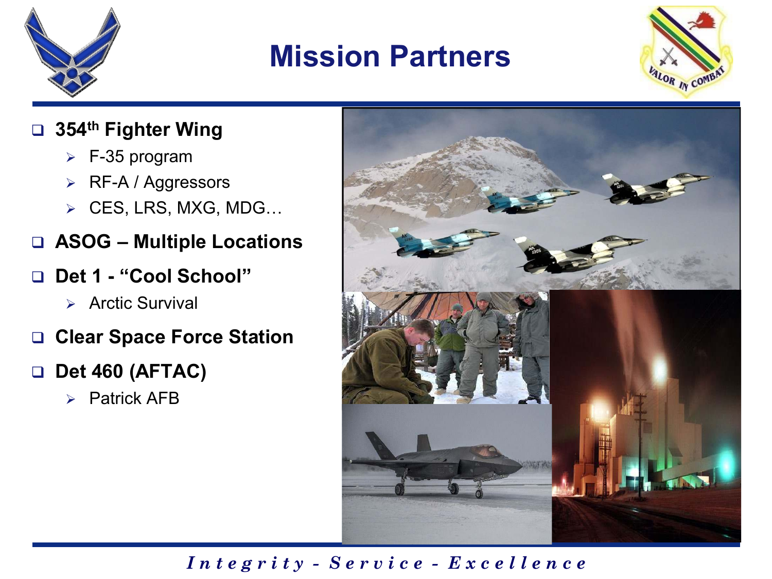# Mission Partners

- **354th Fighter Wing**
  - F-35 program
  - RF-A / Aggressors
  - CES, LRS, MXG, MDG…
- **ASOG – Multiple Locations**
- **Det 1 - “Cool School”**
  - Arctic Survival
- **Clear Space Force Station**
- **Det 460 (AFTAC)**
  - Patrick AFB

*Integrity - Service - Excellence*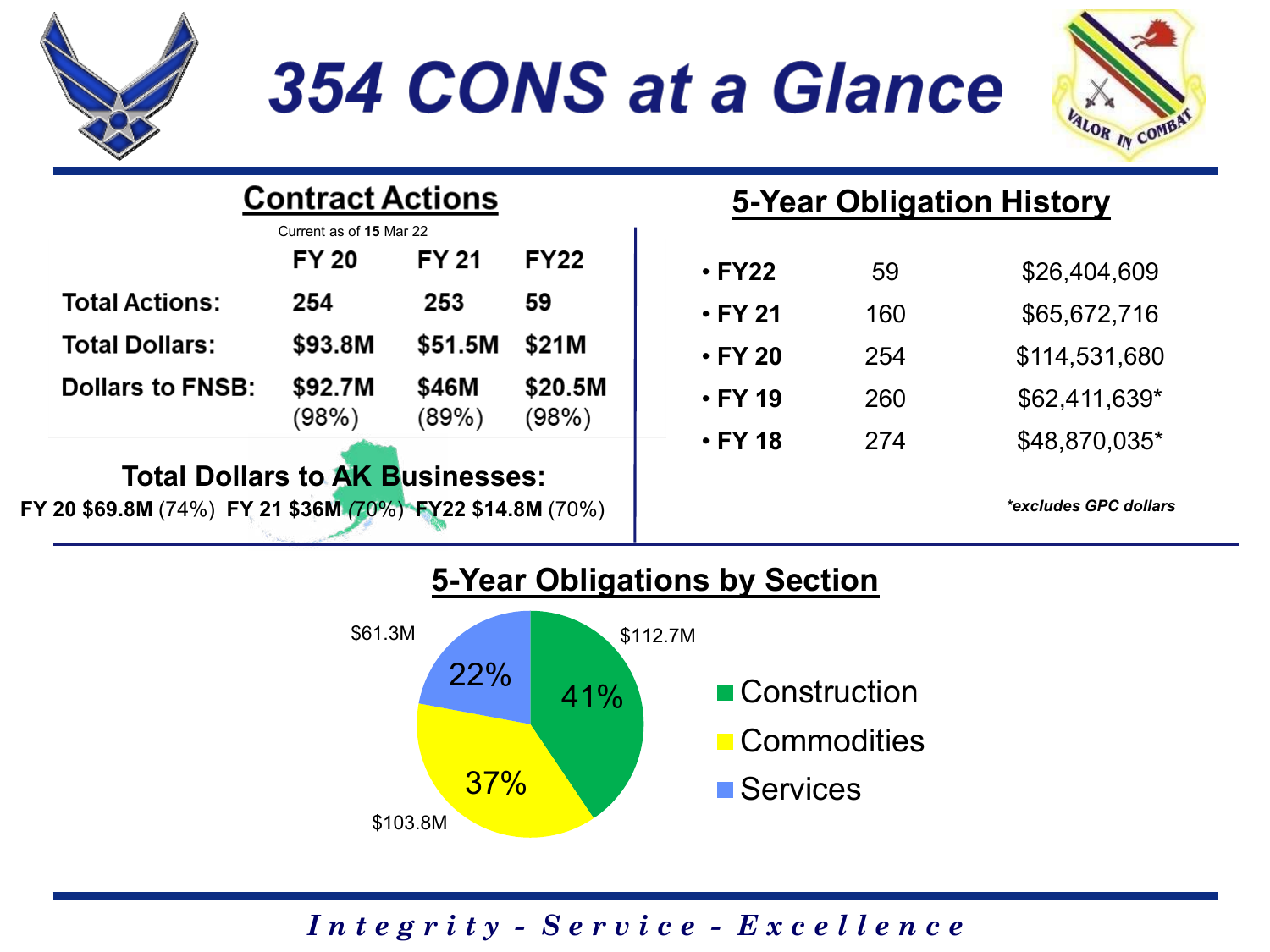# 354 CONS at a Glance

## Contract Actions

Current as of **15** Mar 22

| | FY 20 | FY 21 | FY22 |
|---|---|---|---|
| **Total Actions:** | **254** | **253** | **59** |
| **Total Dollars:** | **$93.8M** | **$51.5M** | **$21M** |
| **Dollars to FNSB:** | **$92.7M** (98%) | **$46M** (89%) | **$20.5M** (98%) |

**Total Dollars to AK Businesses:**

**FY 20 $69.8M** (74%) **FY 21 $36M** (70%) **FY22 $14.8M** (70%)

## 5-Year Obligation History

| | | |
|---|---|---|
| • **FY22** | 59 | $26,404,609 |
| • **FY 21** | 160 | $65,672,716 |
| • **FY 20** | 254 | $114,531,680 |
| • **FY 19** | 260 | $62,411,639* |
| • **FY 18** | 274 | $48,870,035* |

***excludes GPC dollars***

## 5-Year Obligations by Section

| Section | Amount | Percent |
|---|---|---|
| Construction | $112.7M | 41% |
| Commodities | $103.8M | 37% |
| Services | $61.3M | 22% |

*Integrity - Service - Excellence*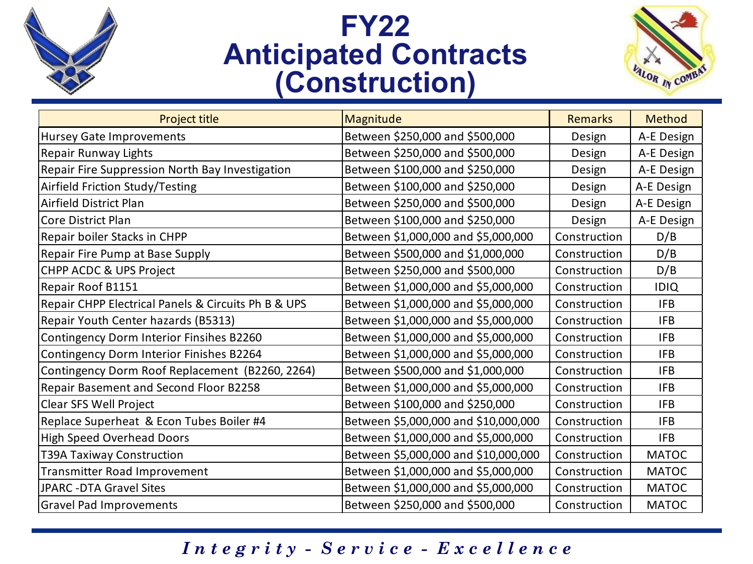# FY22 Anticipated Contracts (Construction)

| Project title | Magnitude | Remarks | Method |
|---|---|---|---|
| Hursey Gate Improvements | Between $250,000 and $500,000 | Design | A-E Design |
| Repair Runway Lights | Between $250,000 and $500,000 | Design | A-E Design |
| Repair Fire Suppression North Bay Investigation | Between $100,000 and $250,000 | Design | A-E Design |
| Airfield Friction Study/Testing | Between $100,000 and $250,000 | Design | A-E Design |
| Airfield District Plan | Between $250,000 and $500,000 | Design | A-E Design |
| Core District Plan | Between $100,000 and $250,000 | Design | A-E Design |
| Repair boiler Stacks in CHPP | Between $1,000,000 and $5,000,000 | Construction | D/B |
| Repair Fire Pump at Base Supply | Between $500,000 and $1,000,000 | Construction | D/B |
| CHPP ACDC & UPS Project | Between $250,000 and $500,000 | Construction | D/B |
| Repair Roof B1151 | Between $1,000,000 and $5,000,000 | Construction | IDIQ |
| Repair CHPP Electrical Panels & Circuits Ph B & UPS | Between $1,000,000 and $5,000,000 | Construction | IFB |
| Repair Youth Center hazards (B5313) | Between $1,000,000 and $5,000,000 | Construction | IFB |
| Contingency Dorm Interior Finsihes B2260 | Between $1,000,000 and $5,000,000 | Construction | IFB |
| Contingency Dorm Interior Finishes B2264 | Between $1,000,000 and $5,000,000 | Construction | IFB |
| Contingency Dorm Roof Replacement (B2260, 2264) | Between $500,000 and $1,000,000 | Construction | IFB |
| Repair Basement and Second Floor B2258 | Between $1,000,000 and $5,000,000 | Construction | IFB |
| Clear SFS Well Project | Between $100,000 and $250,000 | Construction | IFB |
| Replace Superheat & Econ Tubes Boiler #4 | Between $5,000,000 and $10,000,000 | Construction | IFB |
| High Speed Overhead Doors | Between $1,000,000 and $5,000,000 | Construction | IFB |
| T39A Taxiway Construction | Between $5,000,000 and $10,000,000 | Construction | MATOC |
| Transmitter Road Improvement | Between $1,000,000 and $5,000,000 | Construction | MATOC |
| JPARC -DTA Gravel Sites | Between $1,000,000 and $5,000,000 | Construction | MATOC |
| Gravel Pad Improvements | Between $250,000 and $500,000 | Construction | MATOC |

*Integrity - Service - Excellence*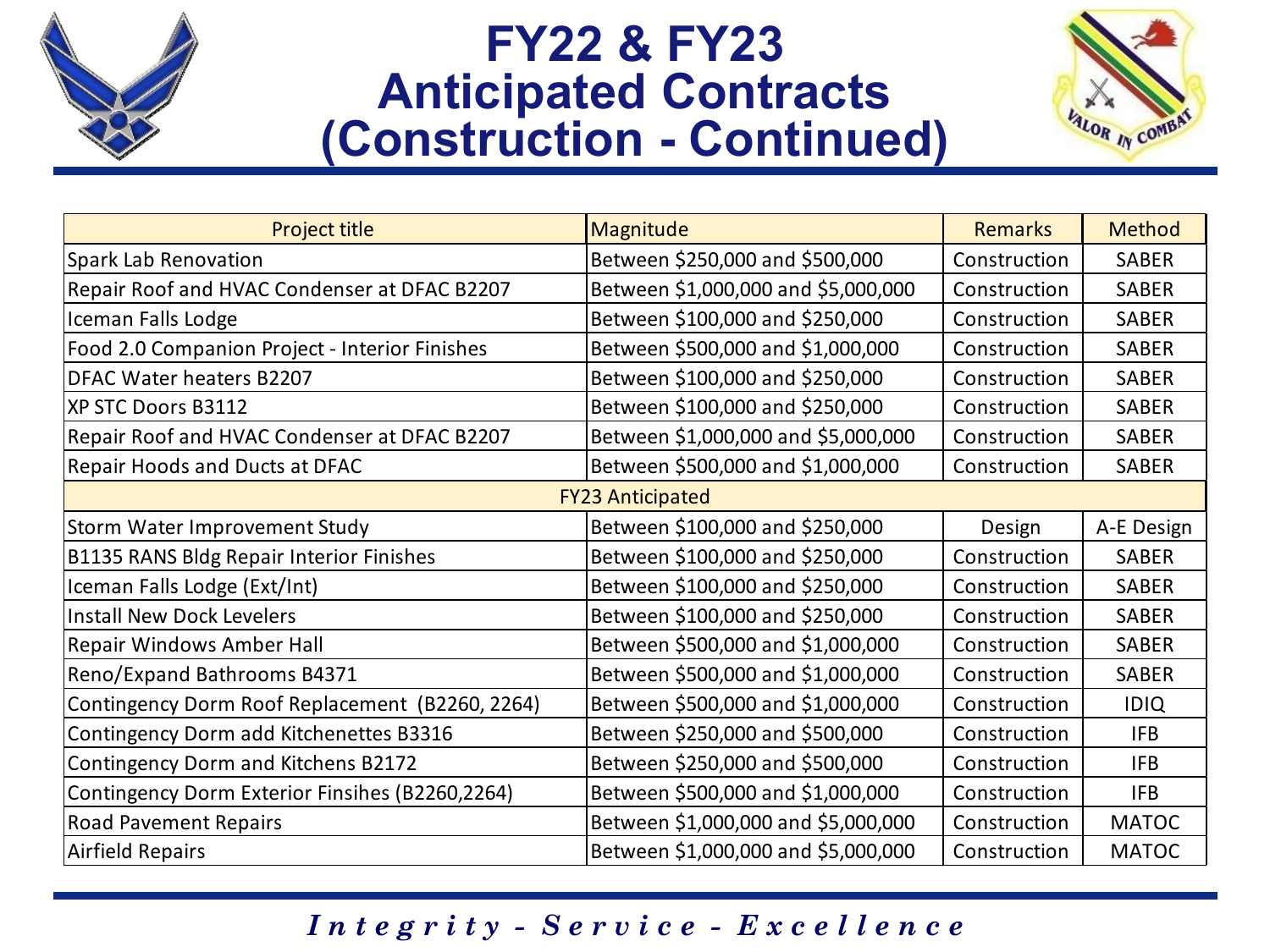# FY22 & FY23 Anticipated Contracts (Construction - Continued)

| Project title | Magnitude | Remarks | Method |
|---|---|---|---|
| Spark Lab Renovation | Between $250,000 and $500,000 | Construction | SABER |
| Repair Roof and HVAC Condenser at DFAC B2207 | Between $1,000,000 and $5,000,000 | Construction | SABER |
| Iceman Falls Lodge | Between $100,000 and $250,000 | Construction | SABER |
| Food 2.0 Companion Project - Interior Finishes | Between $500,000 and $1,000,000 | Construction | SABER |
| DFAC Water heaters B2207 | Between $100,000 and $250,000 | Construction | SABER |
| XP STC Doors B3112 | Between $100,000 and $250,000 | Construction | SABER |
| Repair Roof and HVAC Condenser at DFAC B2207 | Between $1,000,000 and $5,000,000 | Construction | SABER |
| Repair Hoods and Ducts at DFAC | Between $500,000 and $1,000,000 | Construction | SABER |
| FY23 Anticipated | | | |
| Storm Water Improvement Study | Between $100,000 and $250,000 | Design | A-E Design |
| B1135 RANS Bldg Repair Interior Finishes | Between $100,000 and $250,000 | Construction | SABER |
| Iceman Falls Lodge (Ext/Int) | Between $100,000 and $250,000 | Construction | SABER |
| Install New Dock Levelers | Between $100,000 and $250,000 | Construction | SABER |
| Repair Windows Amber Hall | Between $500,000 and $1,000,000 | Construction | SABER |
| Reno/Expand Bathrooms B4371 | Between $500,000 and $1,000,000 | Construction | SABER |
| Contingency Dorm Roof Replacement (B2260, 2264) | Between $500,000 and $1,000,000 | Construction | IDIQ |
| Contingency Dorm add Kitchenettes B3316 | Between $250,000 and $500,000 | Construction | IFB |
| Contingency Dorm and Kitchens B2172 | Between $250,000 and $500,000 | Construction | IFB |
| Contingency Dorm Exterior Finsihes (B2260,2264) | Between $500,000 and $1,000,000 | Construction | IFB |
| Road Pavement Repairs | Between $1,000,000 and $5,000,000 | Construction | MATOC |
| Airfield Repairs | Between $1,000,000 and $5,000,000 | Construction | MATOC |

*Integrity - Service - Excellence*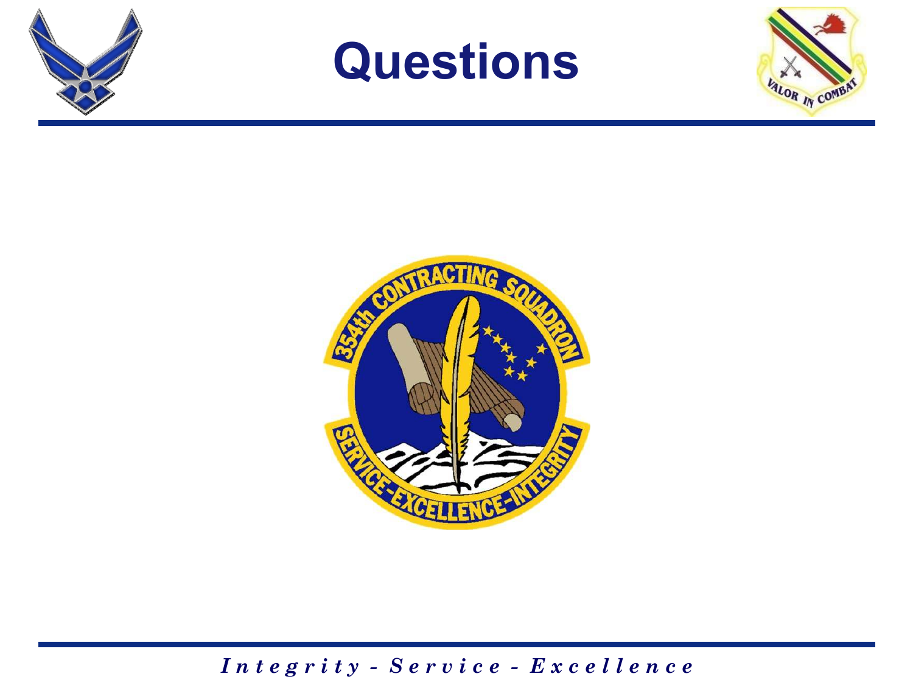# Questions